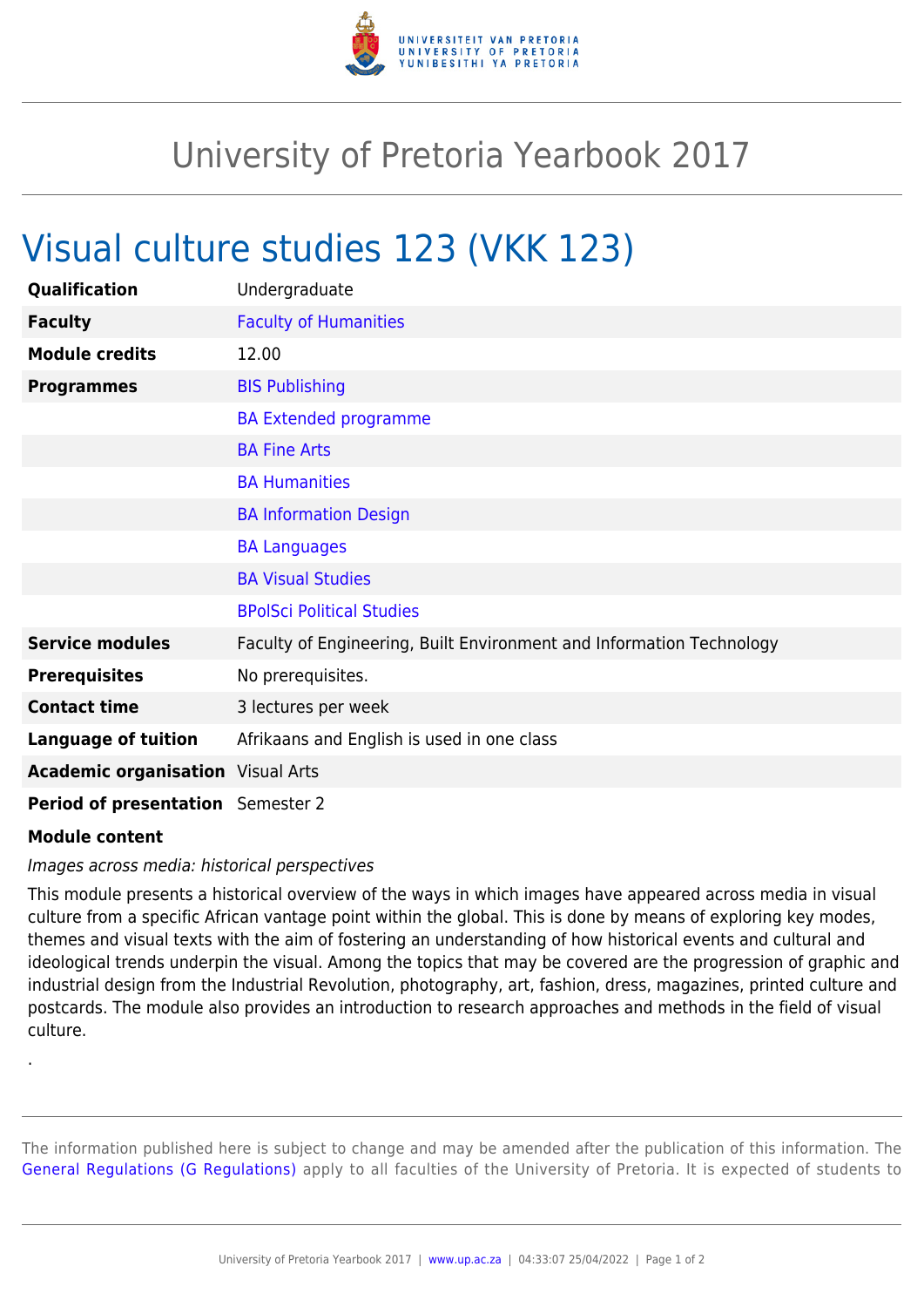# University of Pretoria Yearbook 2017

## Visual culture studies 123 (VKK 123)

| | |
|---|---|
| **Qualification** | Undergraduate |
| **Faculty** | Faculty of Humanities |
| **Module credits** | 12.00 |
| **Programmes** | BIS Publishing |
| | BA Extended programme |
| | BA Fine Arts |
| | BA Humanities |
| | BA Information Design |
| | BA Languages |
| | BA Visual Studies |
| | BPolSci Political Studies |
| **Service modules** | Faculty of Engineering, Built Environment and Information Technology |
| **Prerequisites** | No prerequisites. |
| **Contact time** | 3 lectures per week |
| **Language of tuition** | Afrikaans and English is used in one class |
| **Academic organisation** | Visual Arts |
| **Period of presentation** | Semester 2 |

**Module content**

*Images across media: historical perspectives*

This module presents a historical overview of the ways in which images have appeared across media in visual culture from a specific African vantage point within the global. This is done by means of exploring key modes, themes and visual texts with the aim of fostering an understanding of how historical events and cultural and ideological trends underpin the visual. Among the topics that may be covered are the progression of graphic and industrial design from the Industrial Revolution, photography, art, fashion, dress, magazines, printed culture and postcards. The module also provides an introduction to research approaches and methods in the field of visual culture.

.

The information published here is subject to change and may be amended after the publication of this information. The General Regulations (G Regulations) apply to all faculties of the University of Pretoria. It is expected of students to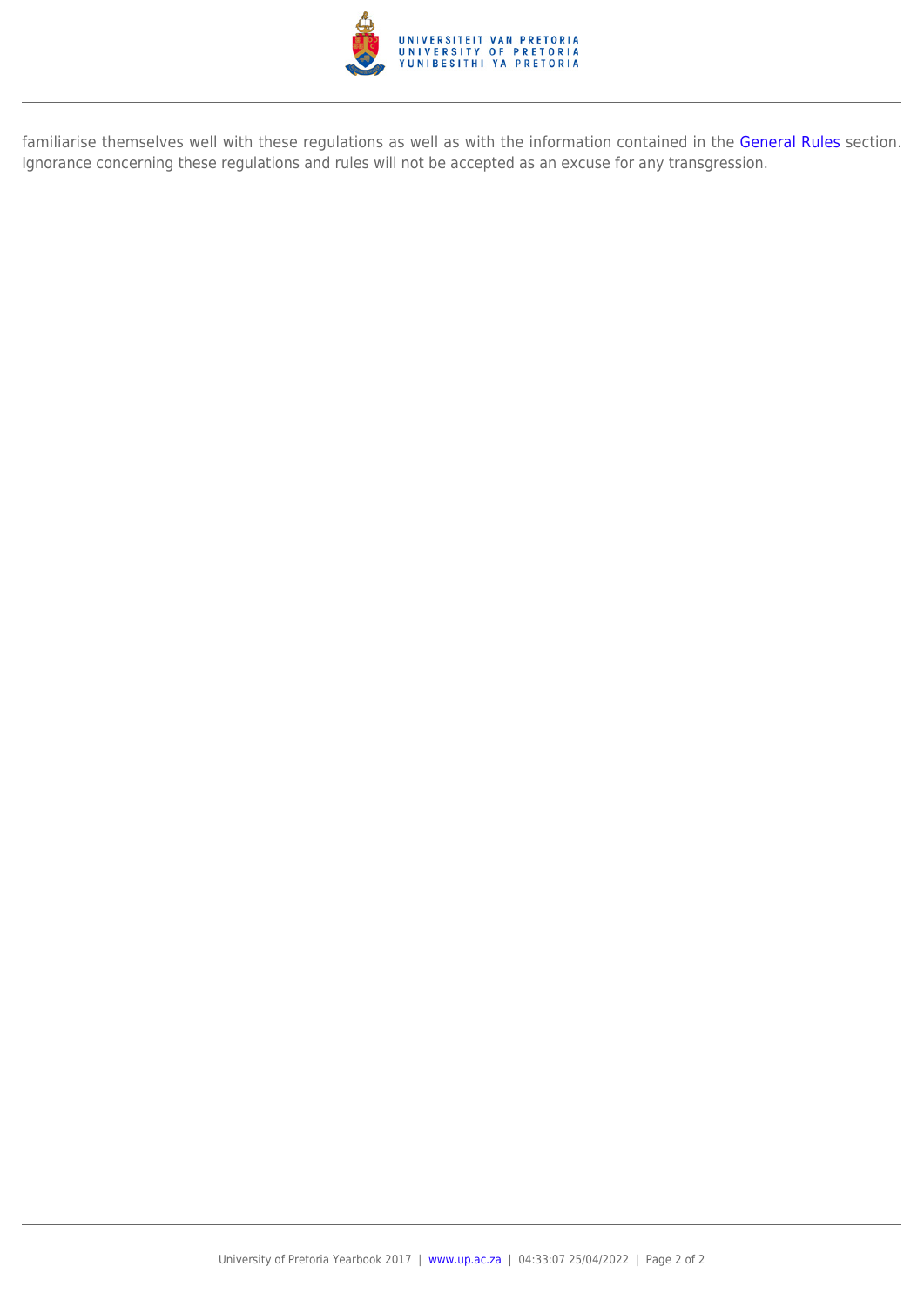familiarise themselves well with these regulations as well as with the information contained in the General Rules section. Ignorance concerning these regulations and rules will not be accepted as an excuse for any transgression.